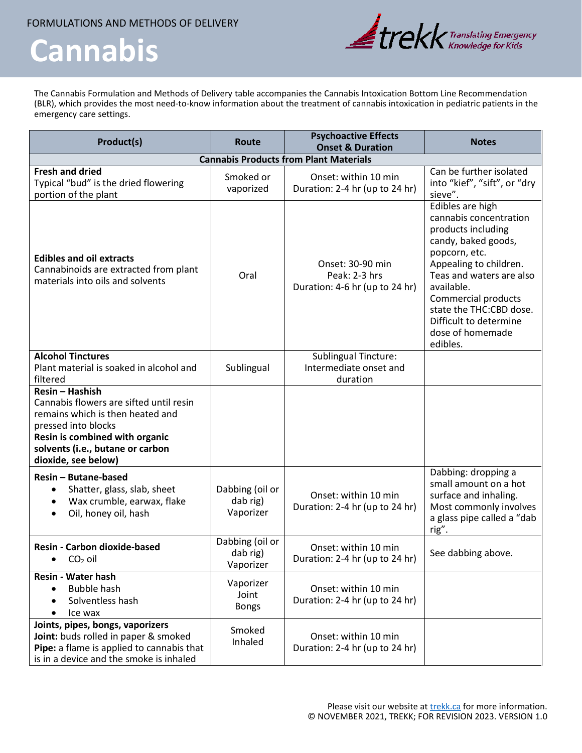FORMULATIONS AND METHODS OF DELIVERY

# Cannabis

The Cannabis Formulation and Methods of Delivery table accompanies the Cannabis Intoxication Bottom Line Recommendation (BLR), which provides the most need-to-know information about the treatment of cannabis intoxication in pediatric patients in the emergency care settings.

| Product(s) | Route | Psychoactive Effects Onset & Duration | Notes |
|---|---|---|---|
| **Cannabis Products from Plant Materials** | | | |
| **Fresh and dried**<br>Typical "bud" is the dried flowering portion of the plant | Smoked or vaporized | Onset: within 10 min<br>Duration: 2-4 hr (up to 24 hr) | Can be further isolated into "kief", "sift", or "dry sieve". |
| **Edibles and oil extracts**<br>Cannabinoids are extracted from plant materials into oils and solvents | Oral | Onset: 30-90 min<br>Peak: 2-3 hrs<br>Duration: 4-6 hr (up to 24 hr) | Edibles are high cannabis concentration products including candy, baked goods, popcorn, etc. Appealing to children. Teas and waters are also available. Commercial products state the THC:CBD dose. Difficult to determine dose of homemade edibles. |
| **Alcohol Tinctures**<br>Plant material is soaked in alcohol and filtered | Sublingual | Sublingual Tincture: Intermediate onset and duration | |
| **Resin – Hashish**<br>Cannabis flowers are sifted until resin remains which is then heated and pressed into blocks<br>**Resin is combined with organic solvents (i.e., butane or carbon dioxide, see below)** | | | |
| **Resin – Butane-based**<br>• Shatter, glass, slab, sheet<br>• Wax crumble, earwax, flake<br>• Oil, honey oil, hash | Dabbing (oil or dab rig)<br>Vaporizer | Onset: within 10 min<br>Duration: 2-4 hr (up to 24 hr) | Dabbing: dropping a small amount on a hot surface and inhaling. Most commonly involves a glass pipe called a "dab rig". |
| **Resin - Carbon dioxide-based**<br>• $CO_2$ oil | Dabbing (oil or dab rig)<br>Vaporizer | Onset: within 10 min<br>Duration: 2-4 hr (up to 24 hr) | See dabbing above. |
| **Resin - Water hash**<br>• Bubble hash<br>• Solventless hash<br>• Ice wax | Vaporizer<br>Joint<br>Bongs | Onset: within 10 min<br>Duration: 2-4 hr (up to 24 hr) | |
| **Joints, pipes, bongs, vaporizers**<br>**Joint:** buds rolled in paper & smoked<br>**Pipe:** a flame is applied to cannabis that is in a device and the smoke is inhaled | Smoked<br>Inhaled | Onset: within 10 min<br>Duration: 2-4 hr (up to 24 hr) | |

Please visit our website at trekk.ca for more information.
© NOVEMBER 2021, TREKK; FOR REVISION 2023. VERSION 1.0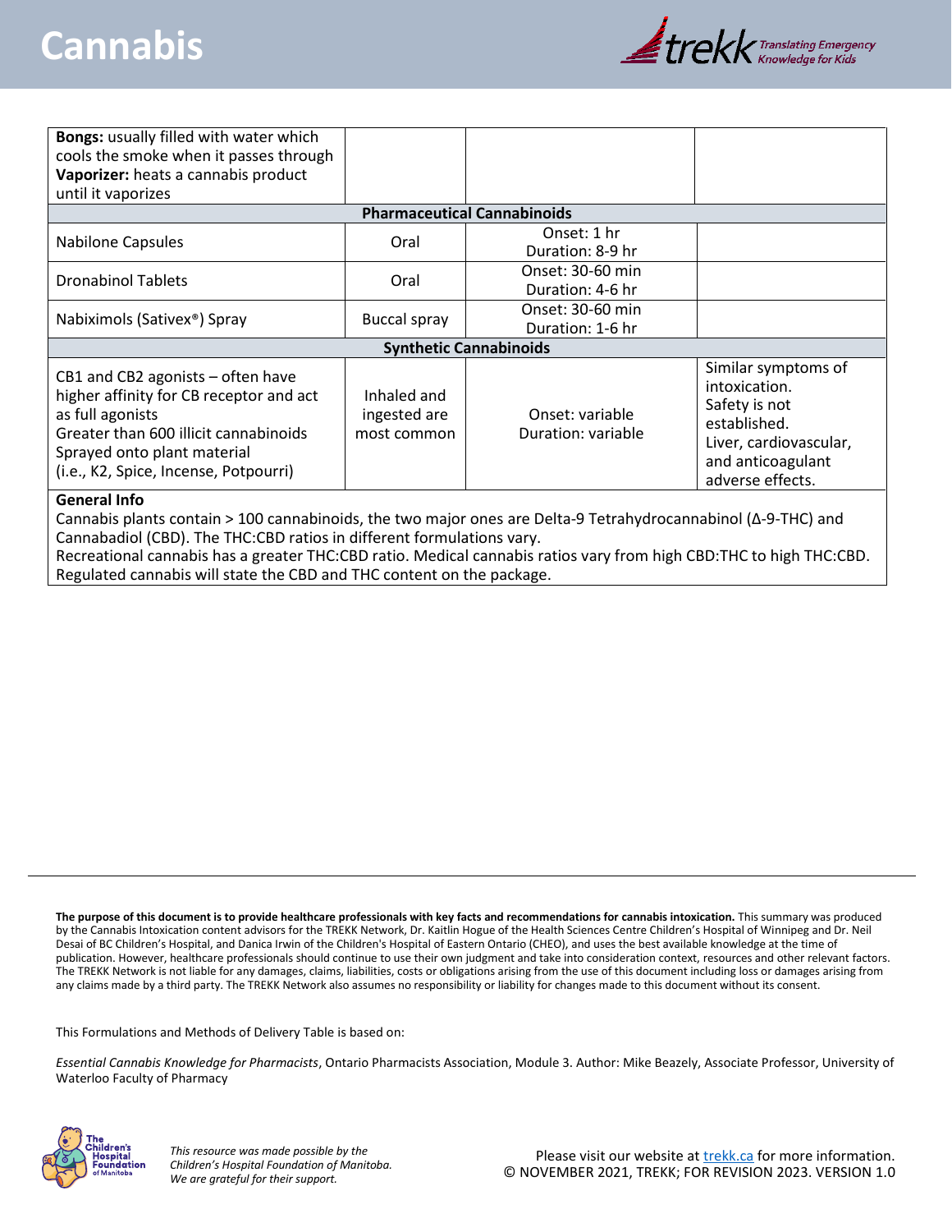| | | | |
|---|---|---|---|
| **Bongs:** usually filled with water which cools the smoke when it passes through **Vaporizer:** heats a cannabis product until it vaporizes | | | |
| **Pharmaceutical Cannabinoids** | | | |
| Nabilone Capsules | Oral | Onset: 1 hr Duration: 8-9 hr | |
| Dronabinol Tablets | Oral | Onset: 30-60 min Duration: 4-6 hr | |
| Nabiximols (Sativex®) Spray | Buccal spray | Onset: 30-60 min Duration: 1-6 hr | |
| **Synthetic Cannabinoids** | | | |
| CB1 and CB2 agonists – often have higher affinity for CB receptor and act as full agonists<br>Greater than 600 illicit cannabinoids<br>Sprayed onto plant material<br>(i.e., K2, Spice, Incense, Potpourri) | Inhaled and ingested are most common | Onset: variable Duration: variable | Similar symptoms of intoxication.<br>Safety is not established.<br>Liver, cardiovascular, and anticoagulant adverse effects. |

**General Info**

Cannabis plants contain > 100 cannabinoids, the two major ones are Delta-9 Tetrahydrocannabinol (Δ-9-THC) and Cannabadiol (CBD). The THC:CBD ratios in different formulations vary.
Recreational cannabis has a greater THC:CBD ratio. Medical cannabis ratios vary from high CBD:THC to high THC:CBD.
Regulated cannabis will state the CBD and THC content on the package.

---

**The purpose of this document is to provide healthcare professionals with key facts and recommendations for cannabis intoxication.** This summary was produced by the Cannabis Intoxication content advisors for the TREKK Network, Dr. Kaitlin Hogue of the Health Sciences Centre Children's Hospital of Winnipeg and Dr. Neil Desai of BC Children's Hospital, and Danica Irwin of the Children's Hospital of Eastern Ontario (CHEO), and uses the best available knowledge at the time of publication. However, healthcare professionals should continue to use their own judgment and take into consideration context, resources and other relevant factors. The TREKK Network is not liable for any damages, claims, liabilities, costs or obligations arising from the use of this document including loss or damages arising from any claims made by a third party. The TREKK Network also assumes no responsibility or liability for changes made to this document without its consent.

This Formulations and Methods of Delivery Table is based on:

*Essential Cannabis Knowledge for Pharmacists*, Ontario Pharmacists Association, Module 3. Author: Mike Beazely, Associate Professor, University of Waterloo Faculty of Pharmacy

*This resource was made possible by the Children's Hospital Foundation of Manitoba. We are grateful for their support.*

Please visit our website at [trekk.ca](https://trekk.ca) for more information.
© NOVEMBER 2021, TREKK; FOR REVISION 2023. VERSION 1.0